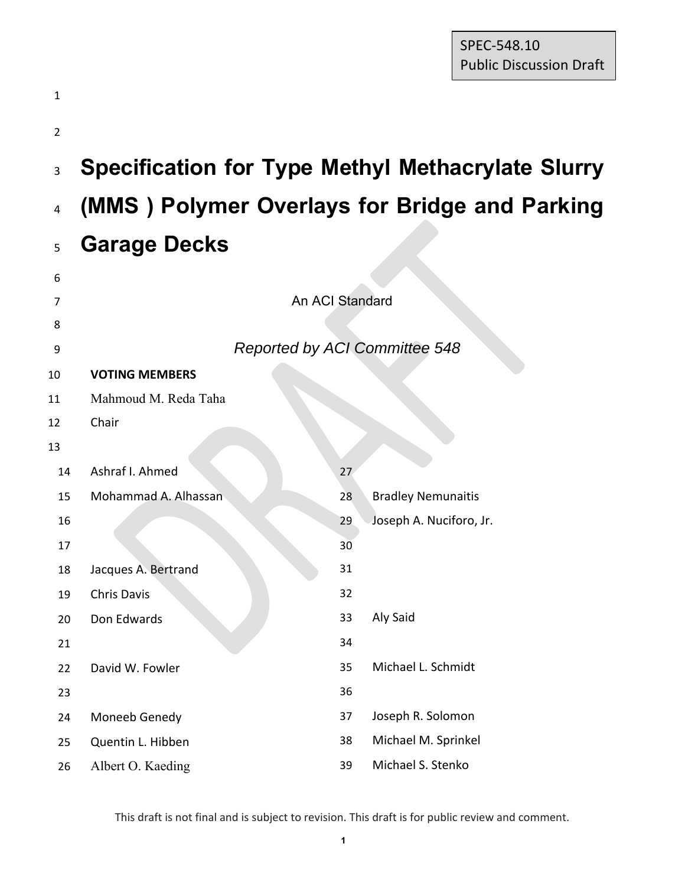SPEC-548.10
Public Discussion Draft

# Specification for Type Methyl Methacrylate Slurry (MMS ) Polymer Overlays for Bridge and Parking Garage Decks

An ACI Standard

*Reported by ACI Committee 548*

**VOTING MEMBERS**

Mahmoud M. Reda Taha
Chair

Ashraf I. Ahmed
Mohammad A. Alhassan
Jacques A. Bertrand
Chris Davis
Don Edwards
David W. Fowler
Moneeb Genedy
Quentin L. Hibben
Albert O. Kaeding
Bradley Nemunaitis
Joseph A. Nuciforo, Jr.
Aly Said
Michael L. Schmidt
Joseph R. Solomon
Michael M. Sprinkel
Michael S. Stenko

This draft is not final and is subject to revision. This draft is for public review and comment.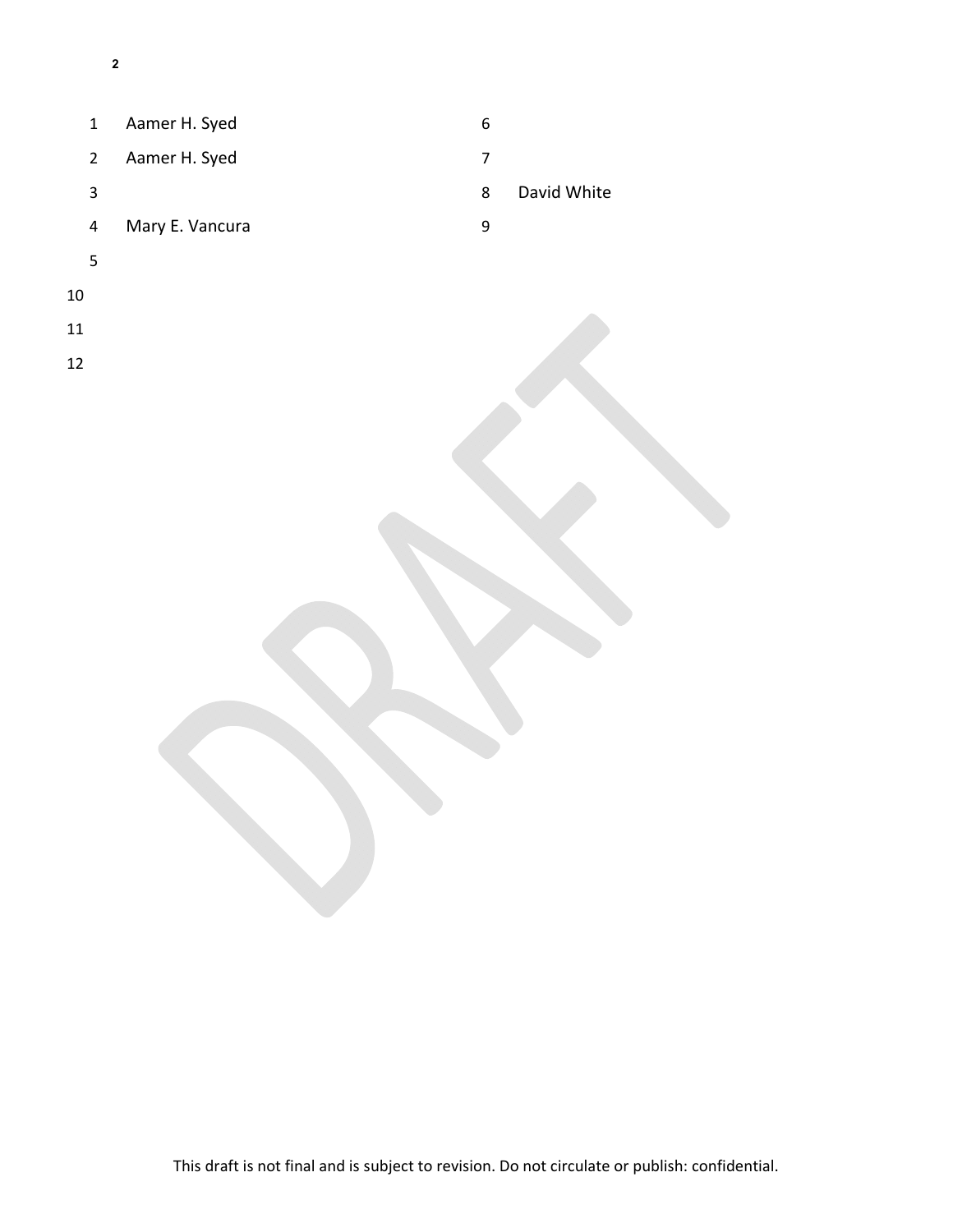Aamer H. Syed

Aamer H. Syed

Mary E. Vancura

David White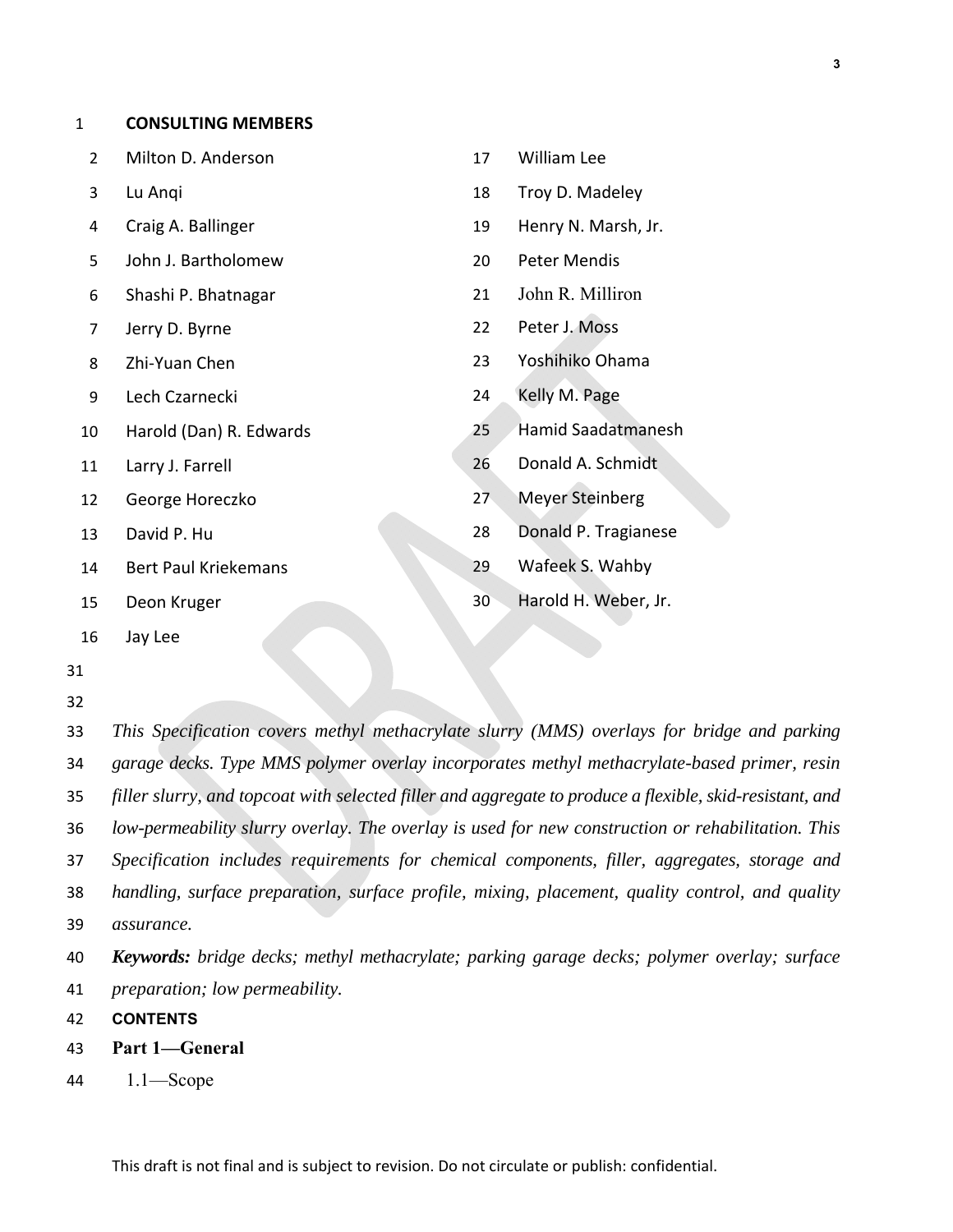**CONSULTING MEMBERS**

Milton D. Anderson
Lu Anqi
Craig A. Ballinger
John J. Bartholomew
Shashi P. Bhatnagar
Jerry D. Byrne
Zhi-Yuan Chen
Lech Czarnecki
Harold (Dan) R. Edwards
Larry J. Farrell
George Horeczko
David P. Hu
Bert Paul Kriekemans
Deon Kruger
Jay Lee
William Lee
Troy D. Madeley
Henry N. Marsh, Jr.
Peter Mendis
John R. Milliron
Peter J. Moss
Yoshihiko Ohama
Kelly M. Page
Hamid Saadatmanesh
Donald A. Schmidt
Meyer Steinberg
Donald P. Tragianese
Wafeek S. Wahby
Harold H. Weber, Jr.

*This Specification covers methyl methacrylate slurry (MMS) overlays for bridge and parking garage decks. Type MMS polymer overlay incorporates methyl methacrylate-based primer, resin filler slurry, and topcoat with selected filler and aggregate to produce a flexible, skid-resistant, and low-permeability slurry overlay. The overlay is used for new construction or rehabilitation. This Specification includes requirements for chemical components, filler, aggregates, storage and handling, surface preparation, surface profile, mixing, placement, quality control, and quality assurance.*

***Keywords:*** *bridge decks; methyl methacrylate; parking garage decks; polymer overlay; surface preparation; low permeability.*

**CONTENTS**

**Part 1—General**

1.1—Scope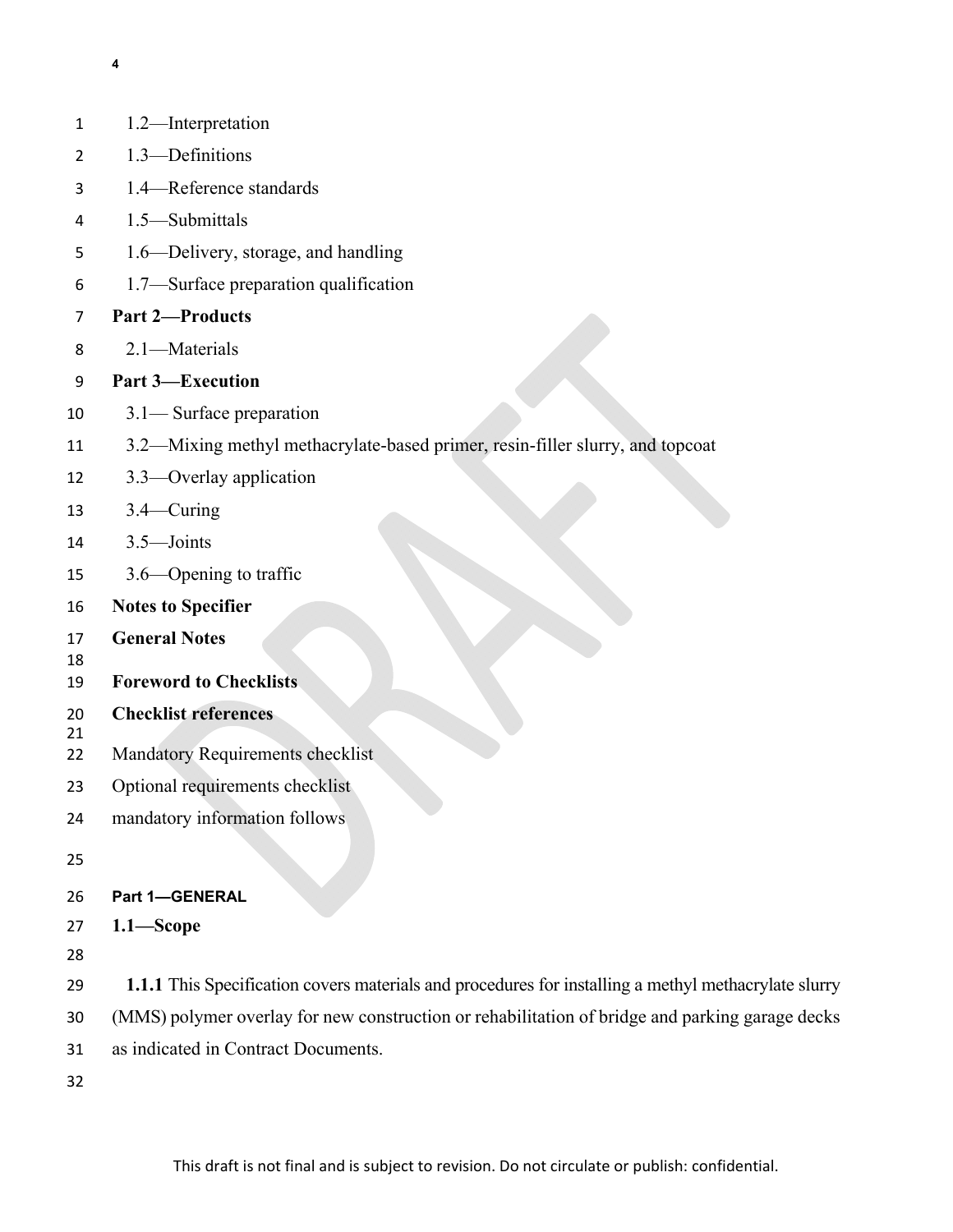1.2—Interpretation

1.3—Definitions

1.4—Reference standards

1.5—Submittals

1.6—Delivery, storage, and handling

1.7—Surface preparation qualification

**Part 2—Products**

2.1—Materials

**Part 3—Execution**

3.1— Surface preparation

3.2—Mixing methyl methacrylate-based primer, resin-filler slurry, and topcoat

3.3—Overlay application

3.4—Curing

3.5—Joints

3.6—Opening to traffic

**Notes to Specifier**

**General Notes**

**Foreword to Checklists**

**Checklist references**

Mandatory Requirements checklist

Optional requirements checklist

mandatory information follows

## Part 1—GENERAL

### 1.1—Scope

**1.1.1** This Specification covers materials and procedures for installing a methyl methacrylate slurry (MMS) polymer overlay for new construction or rehabilitation of bridge and parking garage decks as indicated in Contract Documents.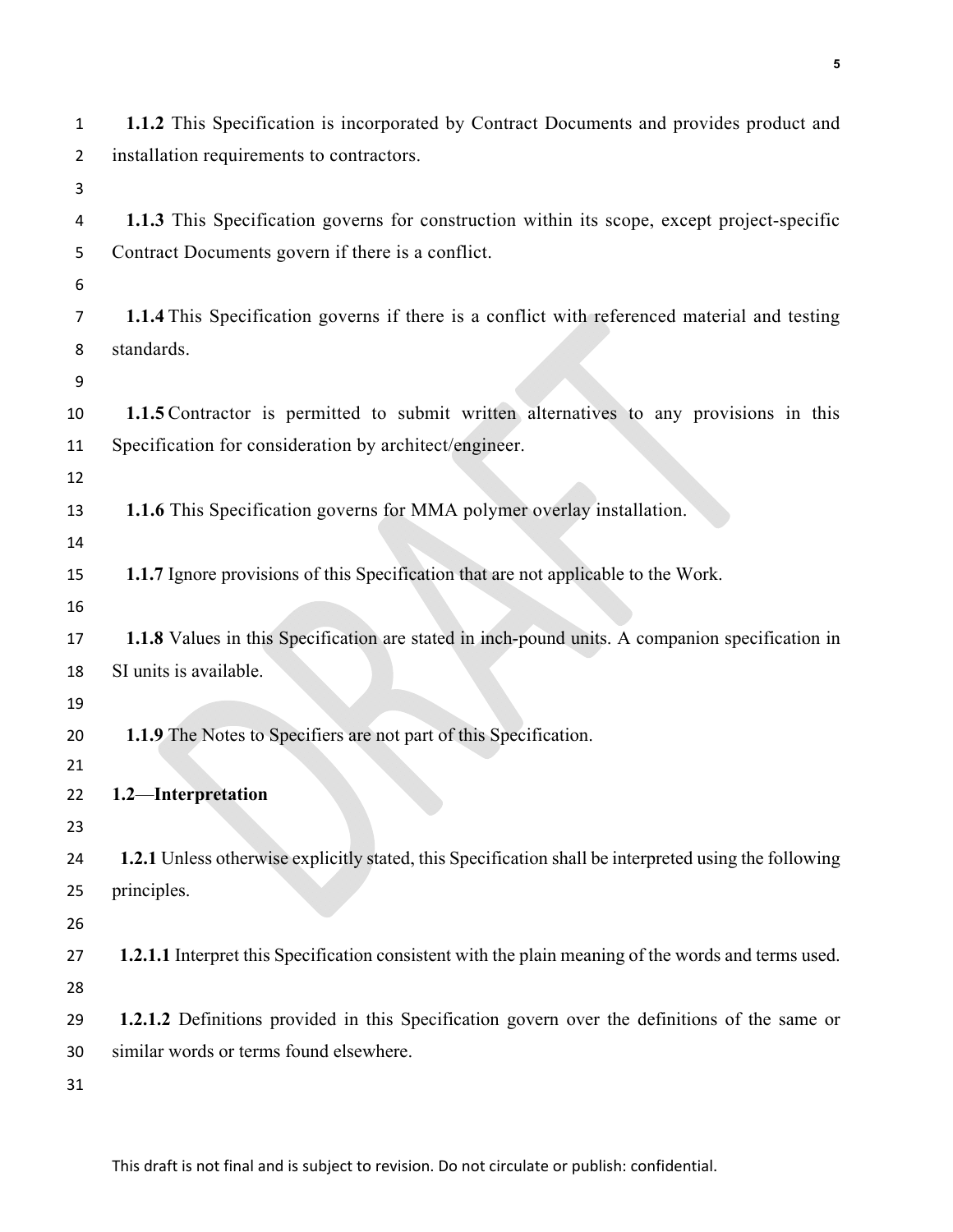**1.1.2** This Specification is incorporated by Contract Documents and provides product and installation requirements to contractors.

**1.1.3** This Specification governs for construction within its scope, except project-specific Contract Documents govern if there is a conflict.

**1.1.4** This Specification governs if there is a conflict with referenced material and testing standards.

**1.1.5** Contractor is permitted to submit written alternatives to any provisions in this Specification for consideration by architect/engineer.

**1.1.6** This Specification governs for MMA polymer overlay installation.

**1.1.7** Ignore provisions of this Specification that are not applicable to the Work.

**1.1.8** Values in this Specification are stated in inch-pound units. A companion specification in SI units is available.

**1.1.9** The Notes to Specifiers are not part of this Specification.

## 1.2—Interpretation

**1.2.1** Unless otherwise explicitly stated, this Specification shall be interpreted using the following principles.

**1.2.1.1** Interpret this Specification consistent with the plain meaning of the words and terms used.

**1.2.1.2** Definitions provided in this Specification govern over the definitions of the same or similar words or terms found elsewhere.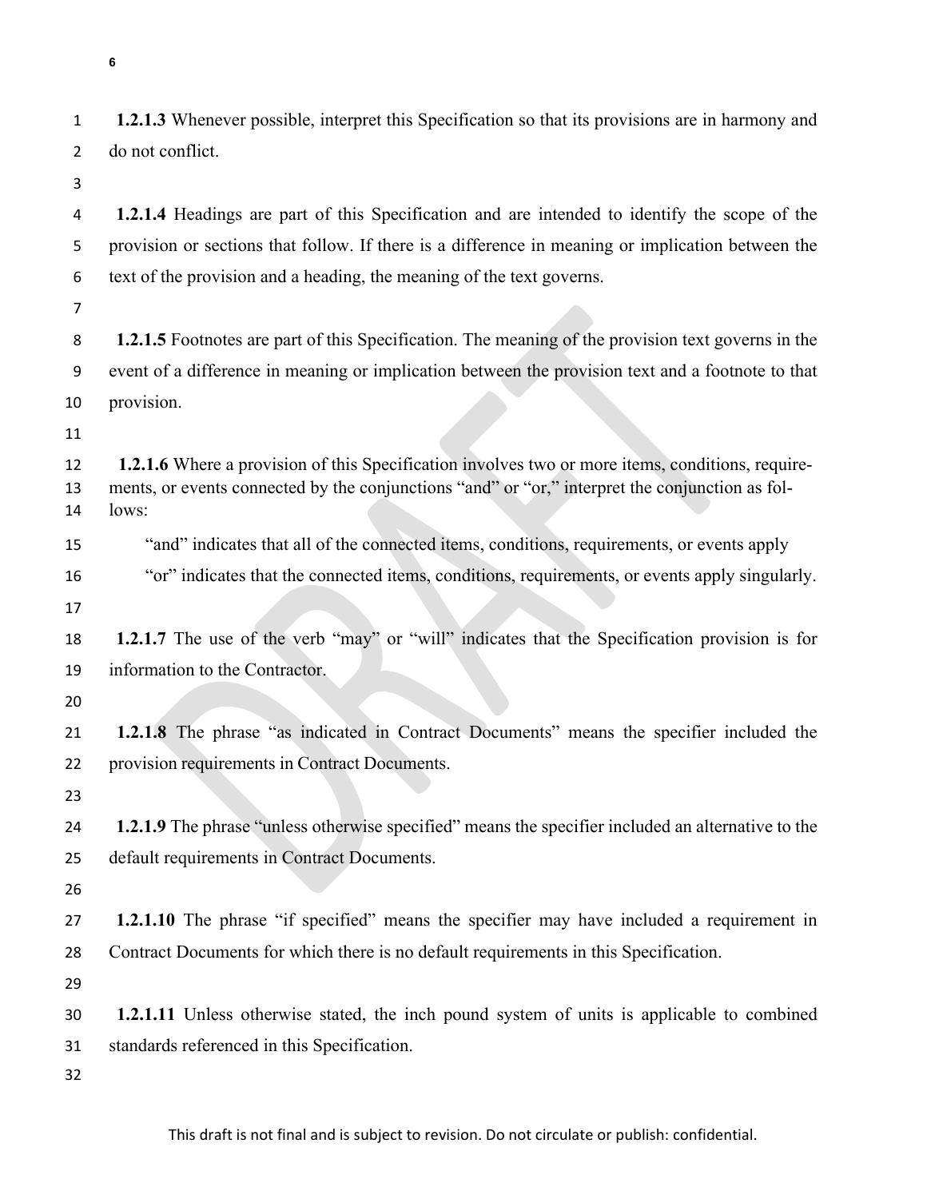**1.2.1.3** Whenever possible, interpret this Specification so that its provisions are in harmony and do not conflict.

**1.2.1.4** Headings are part of this Specification and are intended to identify the scope of the provision or sections that follow. If there is a difference in meaning or implication between the text of the provision and a heading, the meaning of the text governs.

**1.2.1.5** Footnotes are part of this Specification. The meaning of the provision text governs in the event of a difference in meaning or implication between the provision text and a footnote to that provision.

**1.2.1.6** Where a provision of this Specification involves two or more items, conditions, requirements, or events connected by the conjunctions "and" or "or," interpret the conjunction as follows:

"and" indicates that all of the connected items, conditions, requirements, or events apply

"or" indicates that the connected items, conditions, requirements, or events apply singularly.

**1.2.1.7** The use of the verb "may" or "will" indicates that the Specification provision is for information to the Contractor.

**1.2.1.8** The phrase "as indicated in Contract Documents" means the specifier included the provision requirements in Contract Documents.

**1.2.1.9** The phrase "unless otherwise specified" means the specifier included an alternative to the default requirements in Contract Documents.

**1.2.1.10** The phrase "if specified" means the specifier may have included a requirement in Contract Documents for which there is no default requirements in this Specification.

**1.2.1.11** Unless otherwise stated, the inch pound system of units is applicable to combined standards referenced in this Specification.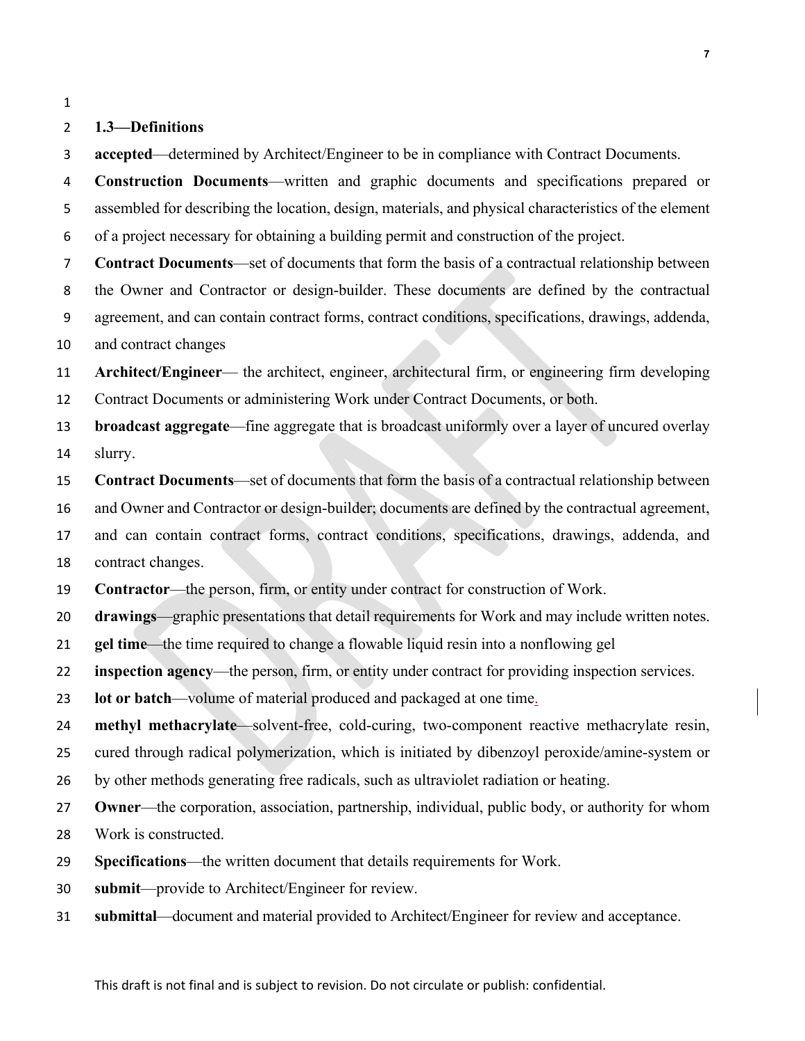## 1.3—Definitions

**accepted**—determined by Architect/Engineer to be in compliance with Contract Documents.

**Construction Documents**—written and graphic documents and specifications prepared or assembled for describing the location, design, materials, and physical characteristics of the element of a project necessary for obtaining a building permit and construction of the project.

**Contract Documents**—set of documents that form the basis of a contractual relationship between the Owner and Contractor or design-builder. These documents are defined by the contractual agreement, and can contain contract forms, contract conditions, specifications, drawings, addenda, and contract changes

**Architect/Engineer**— the architect, engineer, architectural firm, or engineering firm developing Contract Documents or administering Work under Contract Documents, or both.

**broadcast aggregate**—fine aggregate that is broadcast uniformly over a layer of uncured overlay slurry.

**Contract Documents**—set of documents that form the basis of a contractual relationship between and Owner and Contractor or design-builder; documents are defined by the contractual agreement, and can contain contract forms, contract conditions, specifications, drawings, addenda, and contract changes.

**Contractor**—the person, firm, or entity under contract for construction of Work.

**drawings**—graphic presentations that detail requirements for Work and may include written notes.

**gel time**—the time required to change a flowable liquid resin into a nonflowing gel

**inspection agency**—the person, firm, or entity under contract for providing inspection services.

**lot or batch**—volume of material produced and packaged at one time.

**methyl methacrylate**—solvent-free, cold-curing, two-component reactive methacrylate resin, cured through radical polymerization, which is initiated by dibenzoyl peroxide/amine-system or by other methods generating free radicals, such as ultraviolet radiation or heating.

**Owner**—the corporation, association, partnership, individual, public body, or authority for whom Work is constructed.

**Specifications**—the written document that details requirements for Work.

**submit**—provide to Architect/Engineer for review.

**submittal**—document and material provided to Architect/Engineer for review and acceptance.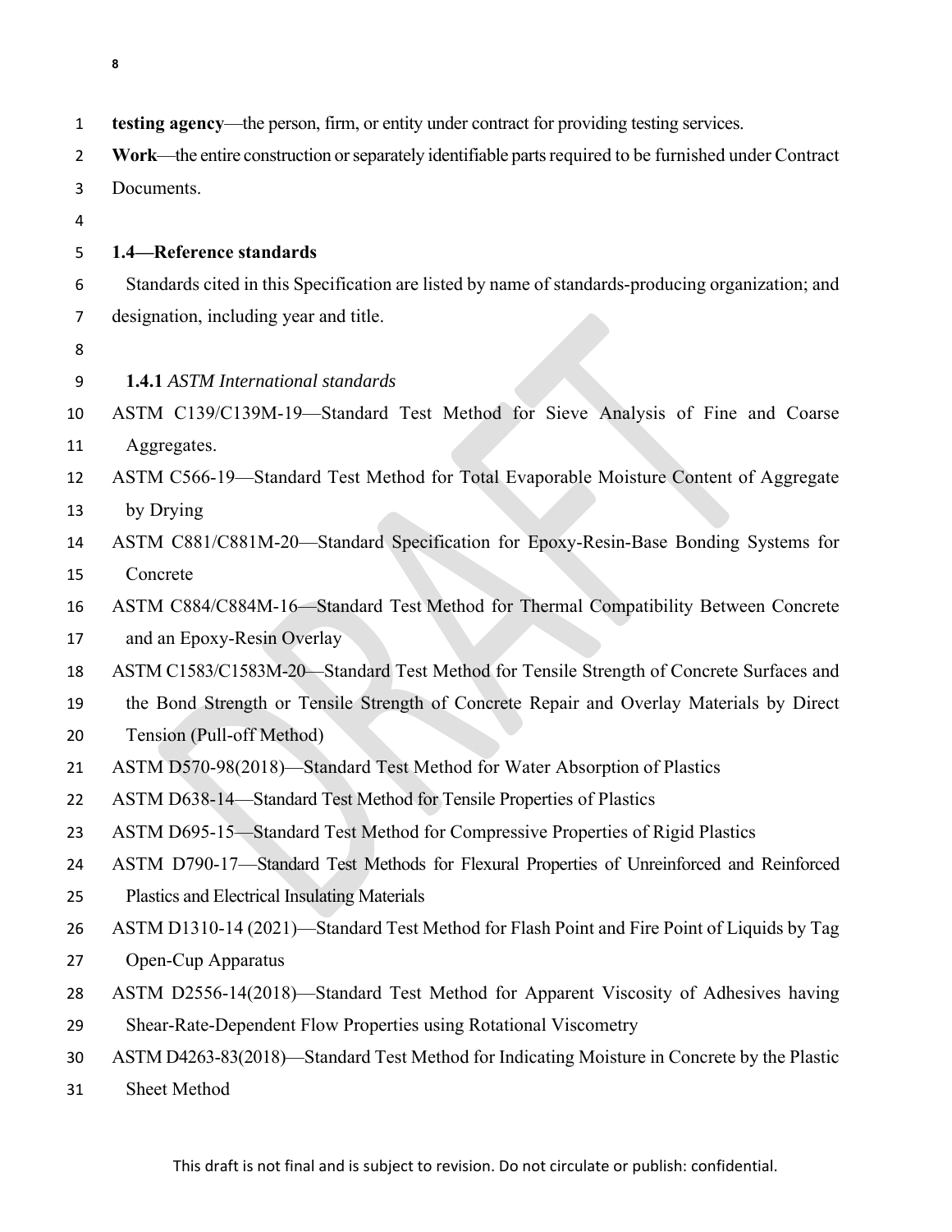**testing agency**—the person, firm, or entity under contract for providing testing services.

**Work**—the entire construction or separately identifiable parts required to be furnished under Contract Documents.

## 1.4—Reference standards

Standards cited in this Specification are listed by name of standards-producing organization; and designation, including year and title.

### **1.4.1** *ASTM International standards*

ASTM C139/C139M-19—Standard Test Method for Sieve Analysis of Fine and Coarse Aggregates.

ASTM C566-19—Standard Test Method for Total Evaporable Moisture Content of Aggregate by Drying

ASTM C881/C881M-20—Standard Specification for Epoxy-Resin-Base Bonding Systems for Concrete

ASTM C884/C884M-16—Standard Test Method for Thermal Compatibility Between Concrete and an Epoxy-Resin Overlay

ASTM C1583/C1583M-20—Standard Test Method for Tensile Strength of Concrete Surfaces and the Bond Strength or Tensile Strength of Concrete Repair and Overlay Materials by Direct Tension (Pull-off Method)

ASTM D570-98(2018)—Standard Test Method for Water Absorption of Plastics

ASTM D638-14—Standard Test Method for Tensile Properties of Plastics

ASTM D695-15—Standard Test Method for Compressive Properties of Rigid Plastics

ASTM D790-17—Standard Test Methods for Flexural Properties of Unreinforced and Reinforced Plastics and Electrical Insulating Materials

ASTM D1310-14 (2021)—Standard Test Method for Flash Point and Fire Point of Liquids by Tag Open-Cup Apparatus

ASTM D2556-14(2018)—Standard Test Method for Apparent Viscosity of Adhesives having Shear-Rate-Dependent Flow Properties using Rotational Viscometry

ASTM D4263-83(2018)—Standard Test Method for Indicating Moisture in Concrete by the Plastic Sheet Method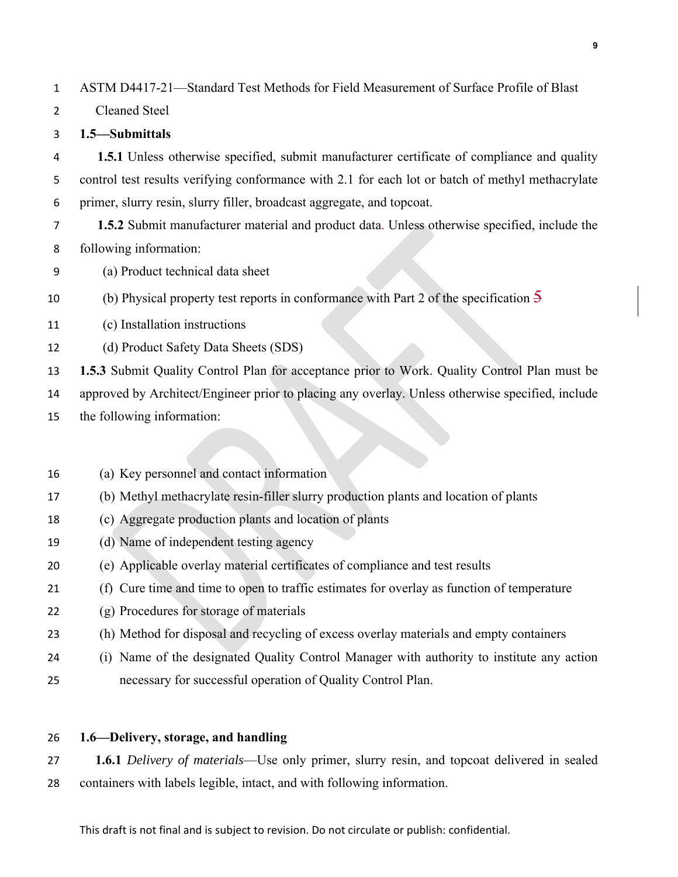ASTM D4417-21—Standard Test Methods for Field Measurement of Surface Profile of Blast Cleaned Steel

**1.5—Submittals**

**1.5.1** Unless otherwise specified, submit manufacturer certificate of compliance and quality control test results verifying conformance with 2.1 for each lot or batch of methyl methacrylate primer, slurry resin, slurry filler, broadcast aggregate, and topcoat.

**1.5.2** Submit manufacturer material and product data. Unless otherwise specified, include the following information:

(a) Product technical data sheet

(b) Physical property test reports in conformance with Part 2 of the specification ~~5~~

(c) Installation instructions

(d) Product Safety Data Sheets (SDS)

**1.5.3** Submit Quality Control Plan for acceptance prior to Work. Quality Control Plan must be approved by Architect/Engineer prior to placing any overlay. Unless otherwise specified, include the following information:

(a) Key personnel and contact information

(b) Methyl methacrylate resin-filler slurry production plants and location of plants

(c) Aggregate production plants and location of plants

(d) Name of independent testing agency

(e) Applicable overlay material certificates of compliance and test results

(f) Cure time and time to open to traffic estimates for overlay as function of temperature

(g) Procedures for storage of materials

(h) Method for disposal and recycling of excess overlay materials and empty containers

(i) Name of the designated Quality Control Manager with authority to institute any action necessary for successful operation of Quality Control Plan.

**1.6—Delivery, storage, and handling**

**1.6.1** *Delivery of materials*—Use only primer, slurry resin, and topcoat delivered in sealed containers with labels legible, intact, and with following information.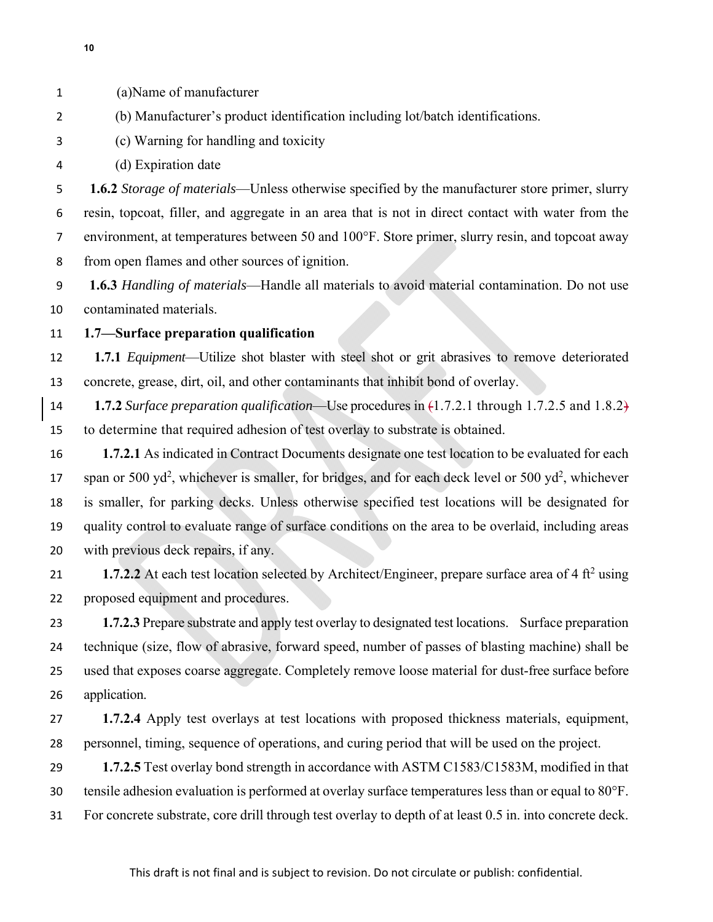(a)Name of manufacturer

(b) Manufacturer's product identification including lot/batch identifications.

(c) Warning for handling and toxicity

(d) Expiration date

**1.6.2** *Storage of materials*—Unless otherwise specified by the manufacturer store primer, slurry resin, topcoat, filler, and aggregate in an area that is not in direct contact with water from the environment, at temperatures between 50 and 100°F. Store primer, slurry resin, and topcoat away from open flames and other sources of ignition.

**1.6.3** *Handling of materials*—Handle all materials to avoid material contamination. Do not use contaminated materials.

**1.7—Surface preparation qualification**

**1.7.1** *Equipment*—Utilize shot blaster with steel shot or grit abrasives to remove deteriorated concrete, grease, dirt, oil, and other contaminants that inhibit bond of overlay.

**1.7.2** *Surface preparation qualification*—Use procedures in (1.7.2.1 through 1.7.2.5 and 1.8.2) to determine that required adhesion of test overlay to substrate is obtained.

**1.7.2.1** As indicated in Contract Documents designate one test location to be evaluated for each span or 500 yd$^2$, whichever is smaller, for bridges, and for each deck level or 500 yd$^2$, whichever is smaller, for parking decks. Unless otherwise specified test locations will be designated for quality control to evaluate range of surface conditions on the area to be overlaid, including areas with previous deck repairs, if any.

**1.7.2.2** At each test location selected by Architect/Engineer, prepare surface area of 4 ft$^2$ using proposed equipment and procedures.

**1.7.2.3** Prepare substrate and apply test overlay to designated test locations. Surface preparation technique (size, flow of abrasive, forward speed, number of passes of blasting machine) shall be used that exposes coarse aggregate. Completely remove loose material for dust-free surface before application.

**1.7.2.4** Apply test overlays at test locations with proposed thickness materials, equipment, personnel, timing, sequence of operations, and curing period that will be used on the project.

**1.7.2.5** Test overlay bond strength in accordance with ASTM C1583/C1583M, modified in that tensile adhesion evaluation is performed at overlay surface temperatures less than or equal to 80°F. For concrete substrate, core drill through test overlay to depth of at least 0.5 in. into concrete deck.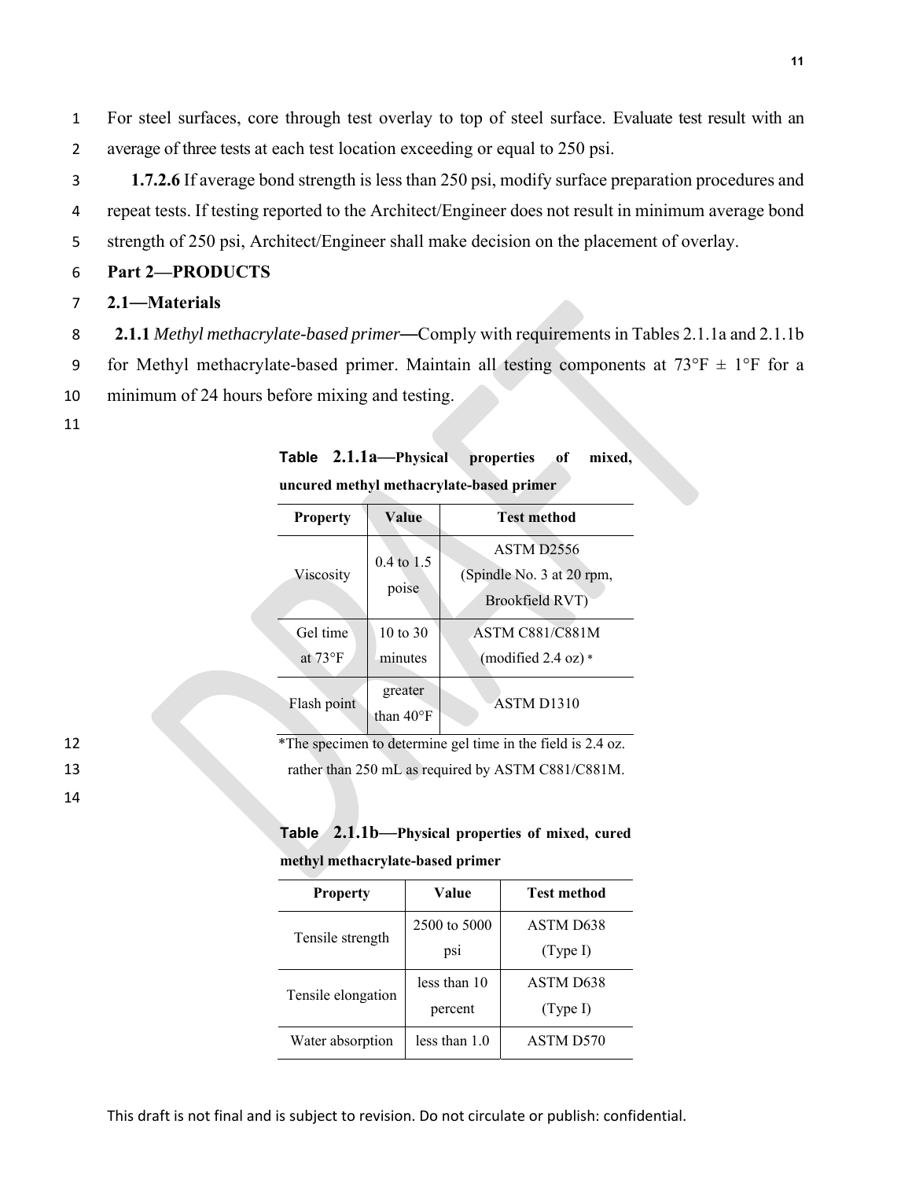For steel surfaces, core through test overlay to top of steel surface. Evaluate test result with an average of three tests at each test location exceeding or equal to 250 psi.

**1.7.2.6** If average bond strength is less than 250 psi, modify surface preparation procedures and repeat tests. If testing reported to the Architect/Engineer does not result in minimum average bond strength of 250 psi, Architect/Engineer shall make decision on the placement of overlay.

**Part 2—PRODUCTS**

**2.1—Materials**

**2.1.1** *Methyl methacrylate-based primer*—Comply with requirements in Tables 2.1.1a and 2.1.1b for Methyl methacrylate-based primer. Maintain all testing components at 73°F ± 1°F for a minimum of 24 hours before mixing and testing.

**Table 2.1.1a—Physical properties of mixed, uncured methyl methacrylate-based primer**

| Property | Value | Test method |
|---|---|---|
| Viscosity | 0.4 to 1.5 poise | ASTM D2556 (Spindle No. 3 at 20 rpm, Brookfield RVT) |
| Gel time at 73°F | 10 to 30 minutes | ASTM C881/C881M (modified 2.4 oz) * |
| Flash point | greater than 40°F | ASTM D1310 |

*The specimen to determine gel time in the field is 2.4 oz. rather than 250 mL as required by ASTM C881/C881M.

**Table 2.1.1b—Physical properties of mixed, cured methyl methacrylate-based primer**

| Property | Value | Test method |
|---|---|---|
| Tensile strength | 2500 to 5000 psi | ASTM D638 (Type I) |
| Tensile elongation | less than 10 percent | ASTM D638 (Type I) |
| Water absorption | less than 1.0 | ASTM D570 |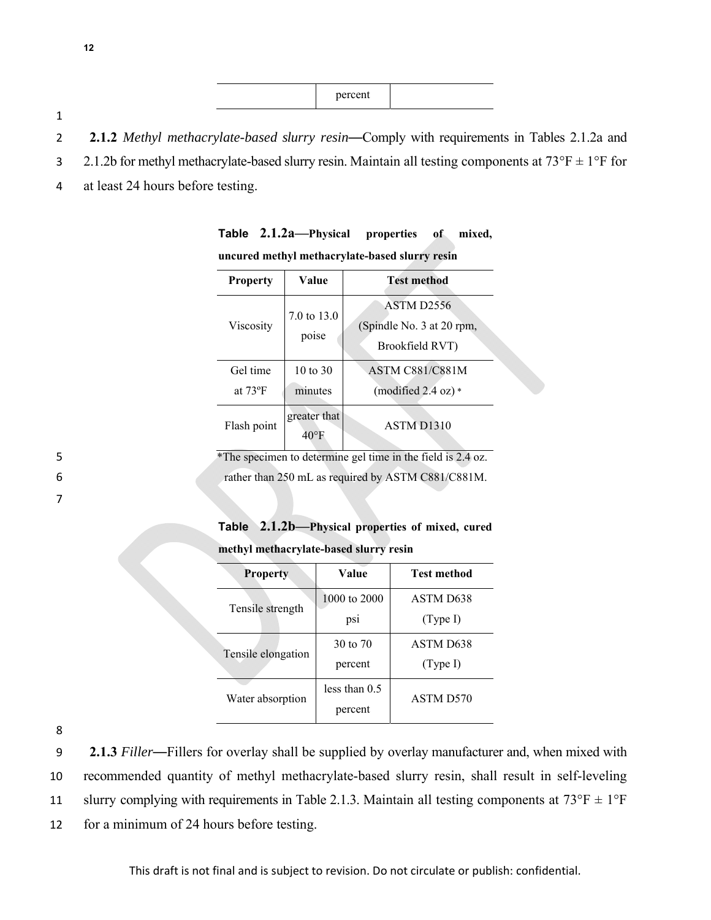| | percent | |
|---|---|---|

**2.1.2** *Methyl methacrylate-based slurry resin*—Comply with requirements in Tables 2.1.2a and 2.1.2b for methyl methacrylate-based slurry resin. Maintain all testing components at 73°F ± 1°F for at least 24 hours before testing.

**Table 2.1.2a—Physical properties of mixed, uncured methyl methacrylate-based slurry resin**

| Property | Value | Test method |
|---|---|---|
| Viscosity | 7.0 to 13.0 poise | ASTM D2556 (Spindle No. 3 at 20 rpm, Brookfield RVT) |
| Gel time at 73ºF | 10 to 30 minutes | ASTM C881/C881M (modified 2.4 oz) * |
| Flash point | greater that 40°F | ASTM D1310 |

*The specimen to determine gel time in the field is 2.4 oz. rather than 250 mL as required by ASTM C881/C881M.

**Table 2.1.2b—Physical properties of mixed, cured methyl methacrylate-based slurry resin**

| Property | Value | Test method |
|---|---|---|
| Tensile strength | 1000 to 2000 psi | ASTM D638 (Type I) |
| Tensile elongation | 30 to 70 percent | ASTM D638 (Type I) |
| Water absorption | less than 0.5 percent | ASTM D570 |

**2.1.3** *Filler*—Fillers for overlay shall be supplied by overlay manufacturer and, when mixed with recommended quantity of methyl methacrylate-based slurry resin, shall result in self-leveling slurry complying with requirements in Table 2.1.3. Maintain all testing components at 73°F ± 1°F for a minimum of 24 hours before testing.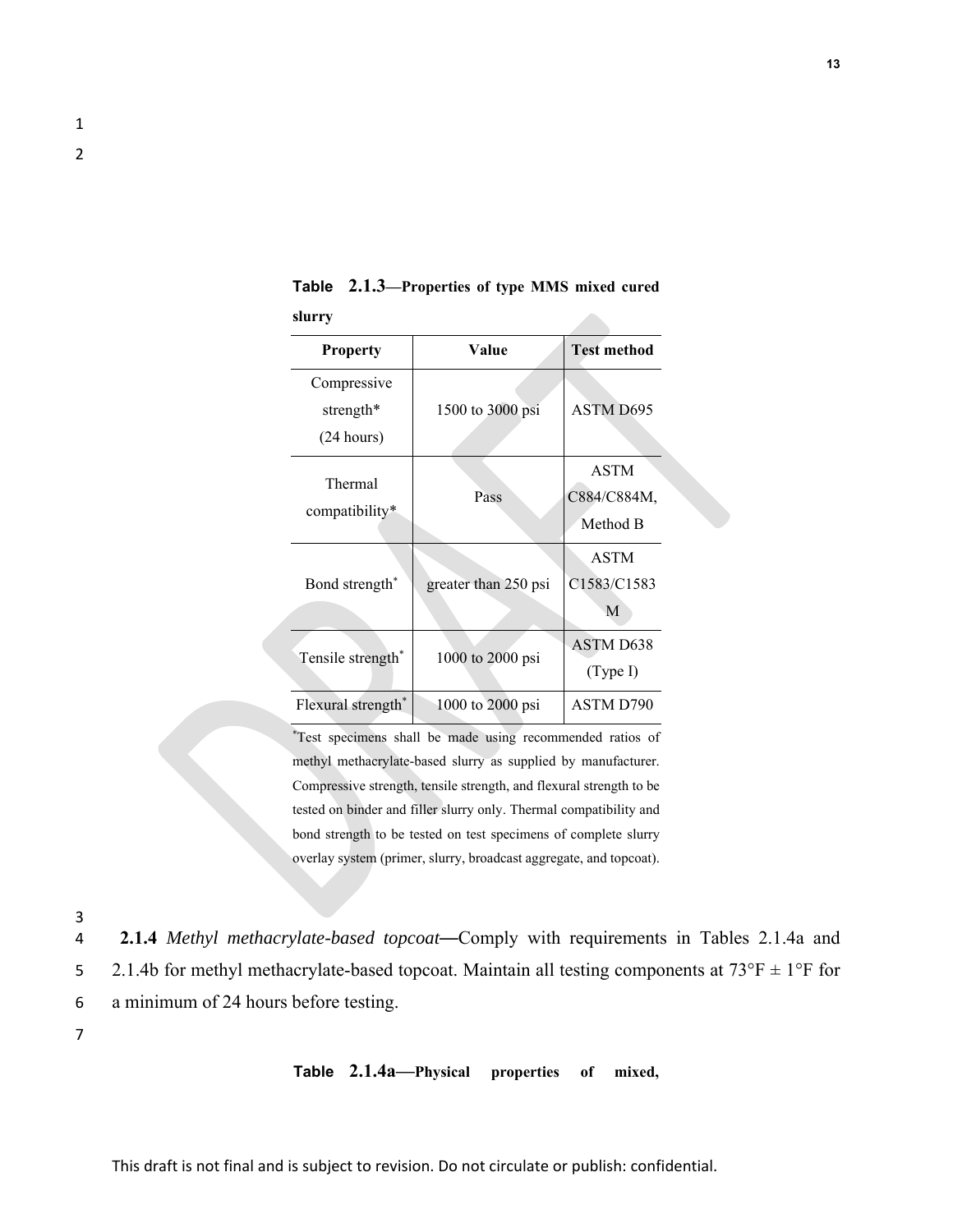**Table 2.1.3—Properties of type MMS mixed cured slurry**

| Property | Value | Test method |
|---|---|---|
| Compressive strength* (24 hours) | 1500 to 3000 psi | ASTM D695 |
| Thermal compatibility* | Pass | ASTM C884/C884M, Method B |
| Bond strength* | greater than 250 psi | ASTM C1583/C1583M |
| Tensile strength* | 1000 to 2000 psi | ASTM D638 (Type I) |
| Flexural strength* | 1000 to 2000 psi | ASTM D790 |

*Test specimens shall be made using recommended ratios of methyl methacrylate-based slurry as supplied by manufacturer. Compressive strength, tensile strength, and flexural strength to be tested on binder and filler slurry only. Thermal compatibility and bond strength to be tested on test specimens of complete slurry overlay system (primer, slurry, broadcast aggregate, and topcoat).

**2.1.4** *Methyl methacrylate-based topcoat*—Comply with requirements in Tables 2.1.4a and 2.1.4b for methyl methacrylate-based topcoat. Maintain all testing components at 73°F ± 1°F for a minimum of 24 hours before testing.

**Table 2.1.4a—Physical properties of mixed,**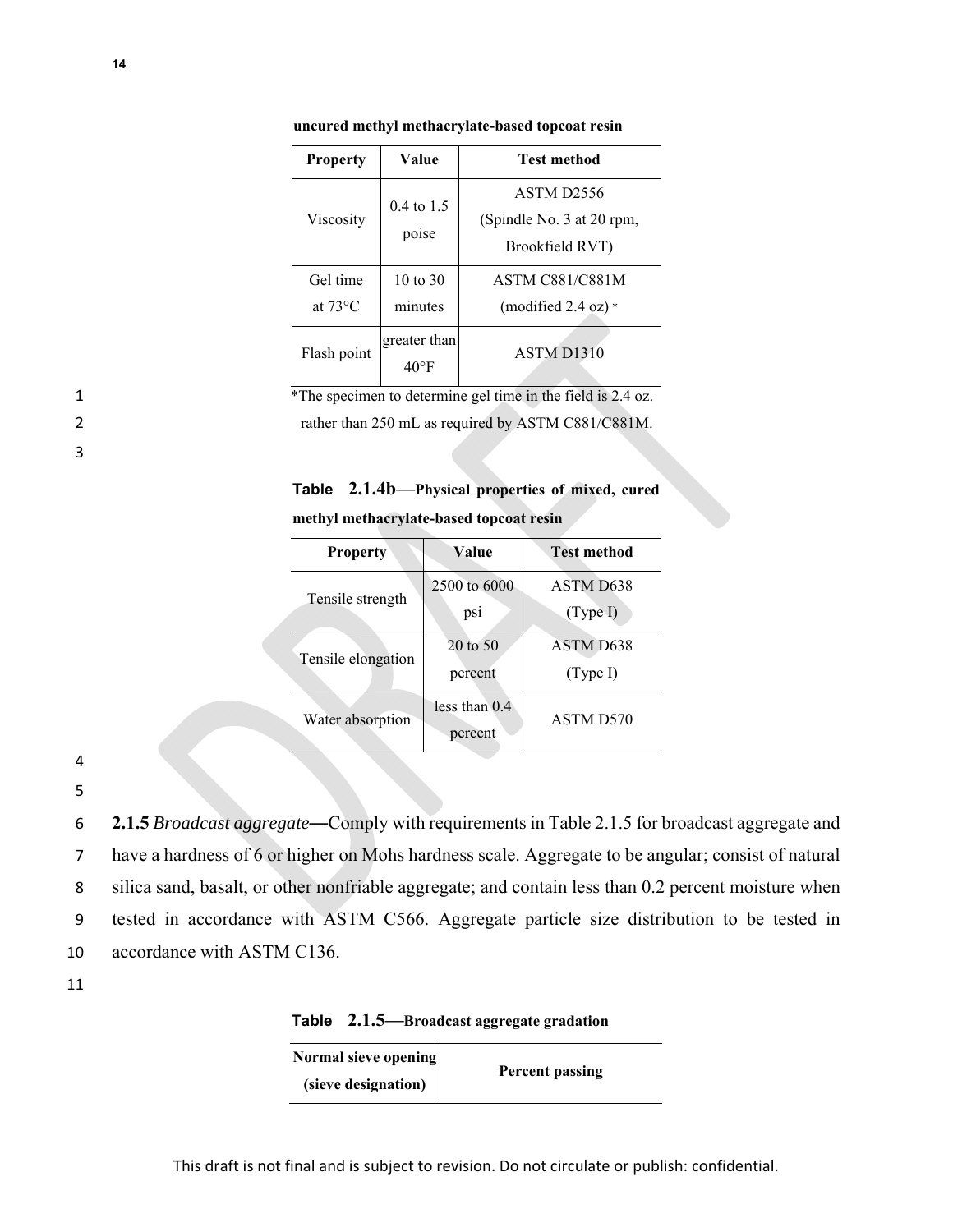**uncured methyl methacrylate-based topcoat resin**

| Property | Value | Test method |
|---|---|---|
| Viscosity | 0.4 to 1.5 poise | ASTM D2556 (Spindle No. 3 at 20 rpm, Brookfield RVT) |
| Gel time at 73°C | 10 to 30 minutes | ASTM C881/C881M (modified 2.4 oz) * |
| Flash point | greater than 40°F | ASTM D1310 |

*The specimen to determine gel time in the field is 2.4 oz. rather than 250 mL as required by ASTM C881/C881M.

**Table 2.1.4b—Physical properties of mixed, cured methyl methacrylate-based topcoat resin**

| Property | Value | Test method |
|---|---|---|
| Tensile strength | 2500 to 6000 psi | ASTM D638 (Type I) |
| Tensile elongation | 20 to 50 percent | ASTM D638 (Type I) |
| Water absorption | less than 0.4 percent | ASTM D570 |

**2.1.5** *Broadcast aggregate*—Comply with requirements in Table 2.1.5 for broadcast aggregate and have a hardness of 6 or higher on Mohs hardness scale. Aggregate to be angular; consist of natural silica sand, basalt, or other nonfriable aggregate; and contain less than 0.2 percent moisture when tested in accordance with ASTM C566. Aggregate particle size distribution to be tested in accordance with ASTM C136.

**Table 2.1.5—Broadcast aggregate gradation**

| Normal sieve opening (sieve designation) | Percent passing |
|---|---|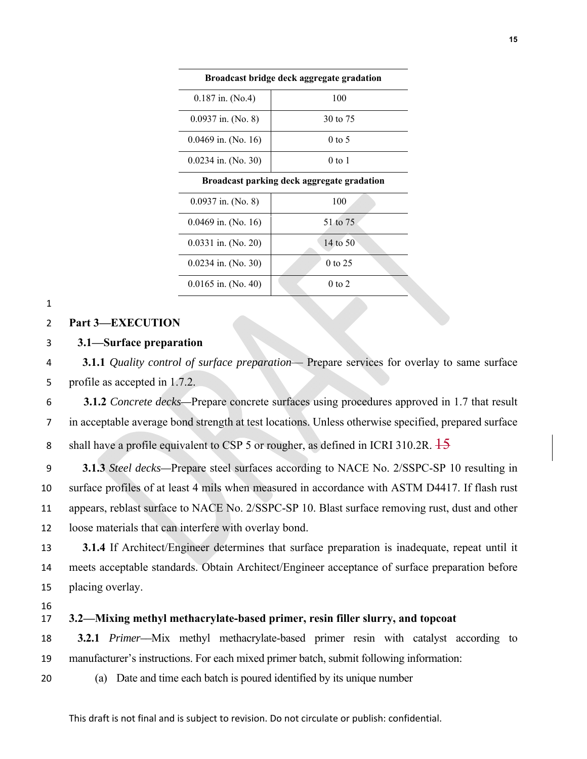| Broadcast bridge deck aggregate gradation | |
|---|---|
| 0.187 in. (No.4) | 100 |
| 0.0937 in. (No. 8) | 30 to 75 |
| 0.0469 in. (No. 16) | 0 to 5 |
| 0.0234 in. (No. 30) | 0 to 1 |
| **Broadcast parking deck aggregate gradation** | |
| 0.0937 in. (No. 8) | 100 |
| 0.0469 in. (No. 16) | 51 to 75 |
| 0.0331 in. (No. 20) | 14 to 50 |
| 0.0234 in. (No. 30) | 0 to 25 |
| 0.0165 in. (No. 40) | 0 to 2 |

## Part 3—EXECUTION

### 3.1—Surface preparation

**3.1.1** *Quality control of surface preparation*— Prepare services for overlay to same surface profile as accepted in 1.7.2.

**3.1.2** *Concrete decks*—Prepare concrete surfaces using procedures approved in 1.7 that result in acceptable average bond strength at test locations. Unless otherwise specified, prepared surface shall have a profile equivalent to CSP 5 or rougher, as defined in ICRI 310.2R. ~~15~~

**3.1.3** *Steel decks*—Prepare steel surfaces according to NACE No. 2/SSPC-SP 10 resulting in surface profiles of at least 4 mils when measured in accordance with ASTM D4417. If flash rust appears, reblast surface to NACE No. 2/SSPC-SP 10. Blast surface removing rust, dust and other loose materials that can interfere with overlay bond.

**3.1.4** If Architect/Engineer determines that surface preparation is inadequate, repeat until it meets acceptable standards. Obtain Architect/Engineer acceptance of surface preparation before placing overlay.

### 3.2—Mixing methyl methacrylate-based primer, resin filler slurry, and topcoat

**3.2.1** *Primer*—Mix methyl methacrylate-based primer resin with catalyst according to manufacturer's instructions. For each mixed primer batch, submit following information:

(a) Date and time each batch is poured identified by its unique number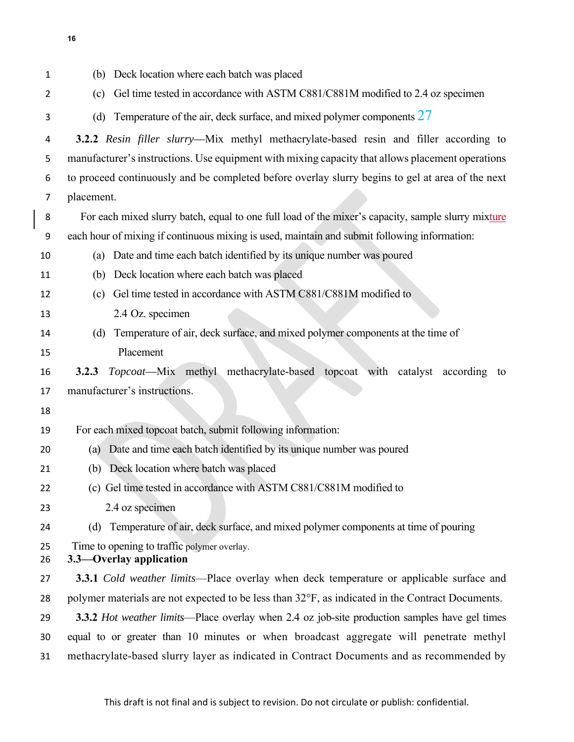(b) Deck location where each batch was placed

(c) Gel time tested in accordance with ASTM C881/C881M modified to 2.4 oz specimen

(d) Temperature of the air, deck surface, and mixed polymer components 27

**3.2.2** *Resin filler slurry*—Mix methyl methacrylate-based resin and filler according to manufacturer's instructions. Use equipment with mixing capacity that allows placement operations to proceed continuously and be completed before overlay slurry begins to gel at area of the next placement.

For each mixed slurry batch, equal to one full load of the mixer's capacity, sample slurry mixture each hour of mixing if continuous mixing is used, maintain and submit following information:

(a) Date and time each batch identified by its unique number was poured

(b) Deck location where each batch was placed

(c) Gel time tested in accordance with ASTM C881/C881M modified to 2.4 Oz. specimen

(d) Temperature of air, deck surface, and mixed polymer components at the time of Placement

**3.2.3** *Topcoat*—Mix methyl methacrylate-based topcoat with catalyst according to manufacturer's instructions.

For each mixed topcoat batch, submit following information:

(a) Date and time each batch identified by its unique number was poured

(b) Deck location where batch was placed

(c) Gel time tested in accordance with ASTM C881/C881M modified to 2.4 oz specimen

(d) Temperature of air, deck surface, and mixed polymer components at time of pouring

Time to opening to traffic polymer overlay.

## 3.3—Overlay application

**3.3.1** *Cold weather limits*—Place overlay when deck temperature or applicable surface and polymer materials are not expected to be less than 32°F, as indicated in the Contract Documents.

**3.3.2** *Hot weather limits*—Place overlay when 2.4 oz job-site production samples have gel times equal to or greater than 10 minutes or when broadcast aggregate will penetrate methyl methacrylate-based slurry layer as indicated in Contract Documents and as recommended by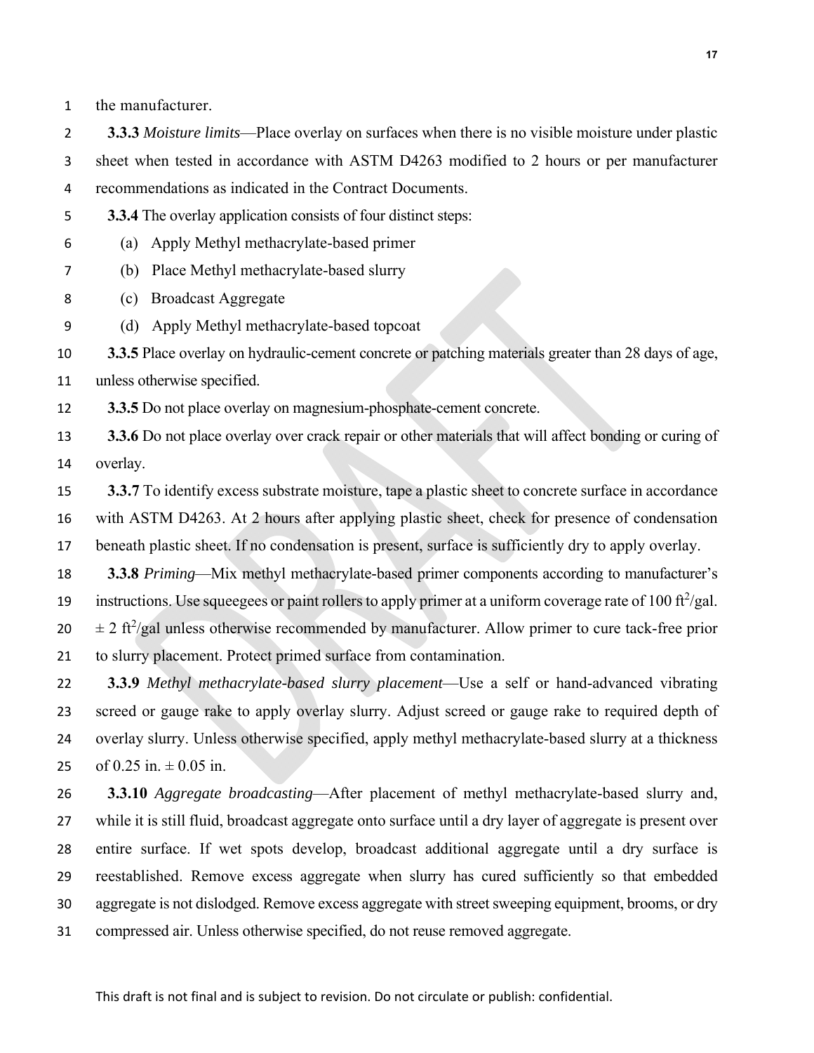the manufacturer.

**3.3.3** *Moisture limits*—Place overlay on surfaces when there is no visible moisture under plastic sheet when tested in accordance with ASTM D4263 modified to 2 hours or per manufacturer recommendations as indicated in the Contract Documents.

**3.3.4** The overlay application consists of four distinct steps:

(a) Apply Methyl methacrylate-based primer

(b) Place Methyl methacrylate-based slurry

(c) Broadcast Aggregate

(d) Apply Methyl methacrylate-based topcoat

**3.3.5** Place overlay on hydraulic-cement concrete or patching materials greater than 28 days of age, unless otherwise specified.

**3.3.5** Do not place overlay on magnesium-phosphate-cement concrete.

**3.3.6** Do not place overlay over crack repair or other materials that will affect bonding or curing of overlay.

**3.3.7** To identify excess substrate moisture, tape a plastic sheet to concrete surface in accordance with ASTM D4263. At 2 hours after applying plastic sheet, check for presence of condensation beneath plastic sheet. If no condensation is present, surface is sufficiently dry to apply overlay.

**3.3.8** *Priming*—Mix methyl methacrylate-based primer components according to manufacturer's instructions. Use squeegees or paint rollers to apply primer at a uniform coverage rate of 100 $ft^2$/gal. ± 2 $ft^2$/gal unless otherwise recommended by manufacturer. Allow primer to cure tack-free prior to slurry placement. Protect primed surface from contamination.

**3.3.9** *Methyl methacrylate-based slurry placement*—Use a self or hand-advanced vibrating screed or gauge rake to apply overlay slurry. Adjust screed or gauge rake to required depth of overlay slurry. Unless otherwise specified, apply methyl methacrylate-based slurry at a thickness of 0.25 in. ± 0.05 in.

**3.3.10** *Aggregate broadcasting*—After placement of methyl methacrylate-based slurry and, while it is still fluid, broadcast aggregate onto surface until a dry layer of aggregate is present over entire surface. If wet spots develop, broadcast additional aggregate until a dry surface is reestablished. Remove excess aggregate when slurry has cured sufficiently so that embedded aggregate is not dislodged. Remove excess aggregate with street sweeping equipment, brooms, or dry compressed air. Unless otherwise specified, do not reuse removed aggregate.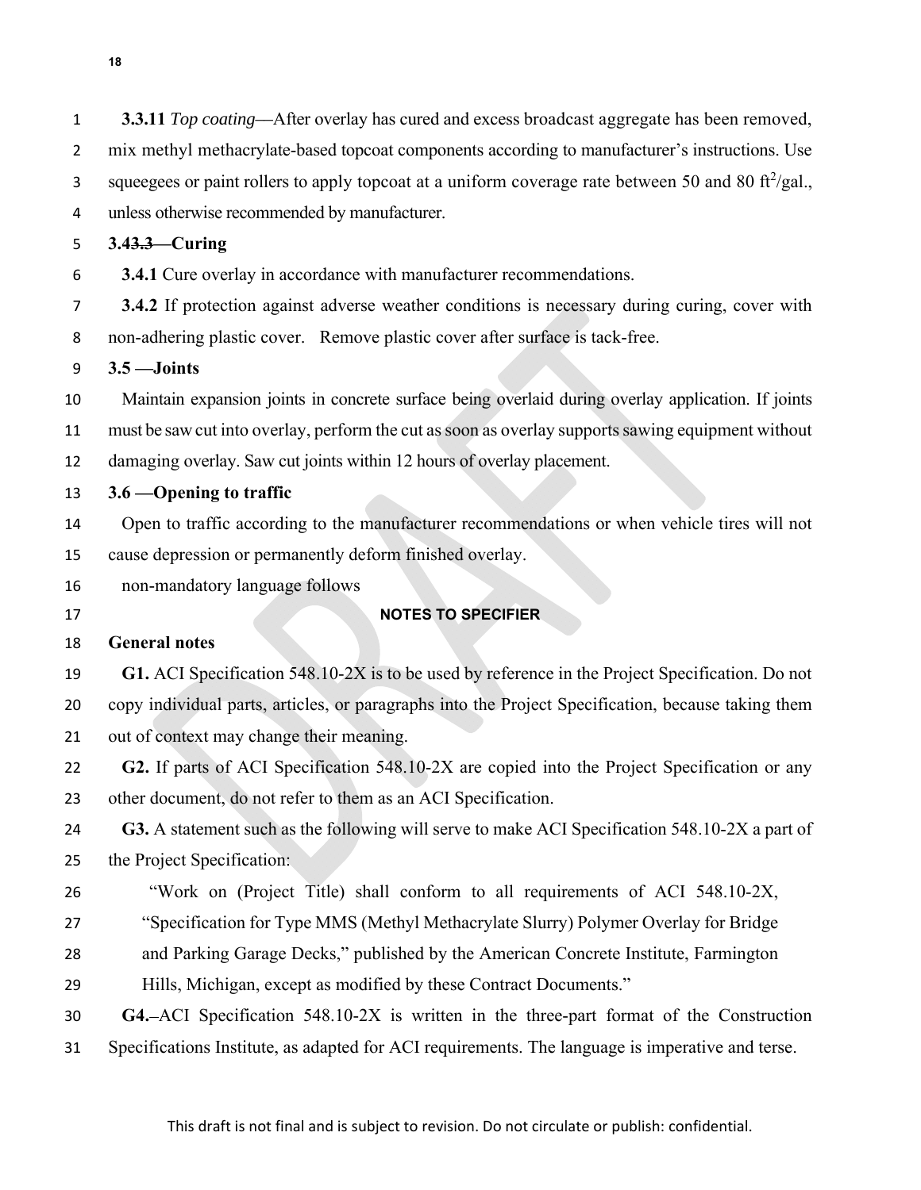**3.3.11** *Top coating*—After overlay has cured and excess broadcast aggregate has been removed, mix methyl methacrylate-based topcoat components according to manufacturer's instructions. Use squeegees or paint rollers to apply topcoat at a uniform coverage rate between 50 and 80 $ft^2$/gal., unless otherwise recommended by manufacturer.

**3.4~~3.3~~—Curing**

**3.4.1** Cure overlay in accordance with manufacturer recommendations.

**3.4.2** If protection against adverse weather conditions is necessary during curing, cover with non-adhering plastic cover. Remove plastic cover after surface is tack-free.

**3.5 —Joints**

Maintain expansion joints in concrete surface being overlaid during overlay application. If joints must be saw cut into overlay, perform the cut as soon as overlay supports sawing equipment without damaging overlay. Saw cut joints within 12 hours of overlay placement.

**3.6 —Opening to traffic**

Open to traffic according to the manufacturer recommendations or when vehicle tires will not cause depression or permanently deform finished overlay.

non-mandatory language follows

**NOTES TO SPECIFIER**

**General notes**

**G1.** ACI Specification 548.10-2X is to be used by reference in the Project Specification. Do not copy individual parts, articles, or paragraphs into the Project Specification, because taking them out of context may change their meaning.

**G2.** If parts of ACI Specification 548.10-2X are copied into the Project Specification or any other document, do not refer to them as an ACI Specification.

**G3.** A statement such as the following will serve to make ACI Specification 548.10-2X a part of the Project Specification:

> "Work on (Project Title) shall conform to all requirements of ACI 548.10-2X, "Specification for Type MMS (Methyl Methacrylate Slurry) Polymer Overlay for Bridge and Parking Garage Decks," published by the American Concrete Institute, Farmington Hills, Michigan, except as modified by these Contract Documents."

**G4.**–ACI Specification 548.10-2X is written in the three-part format of the Construction Specifications Institute, as adapted for ACI requirements. The language is imperative and terse.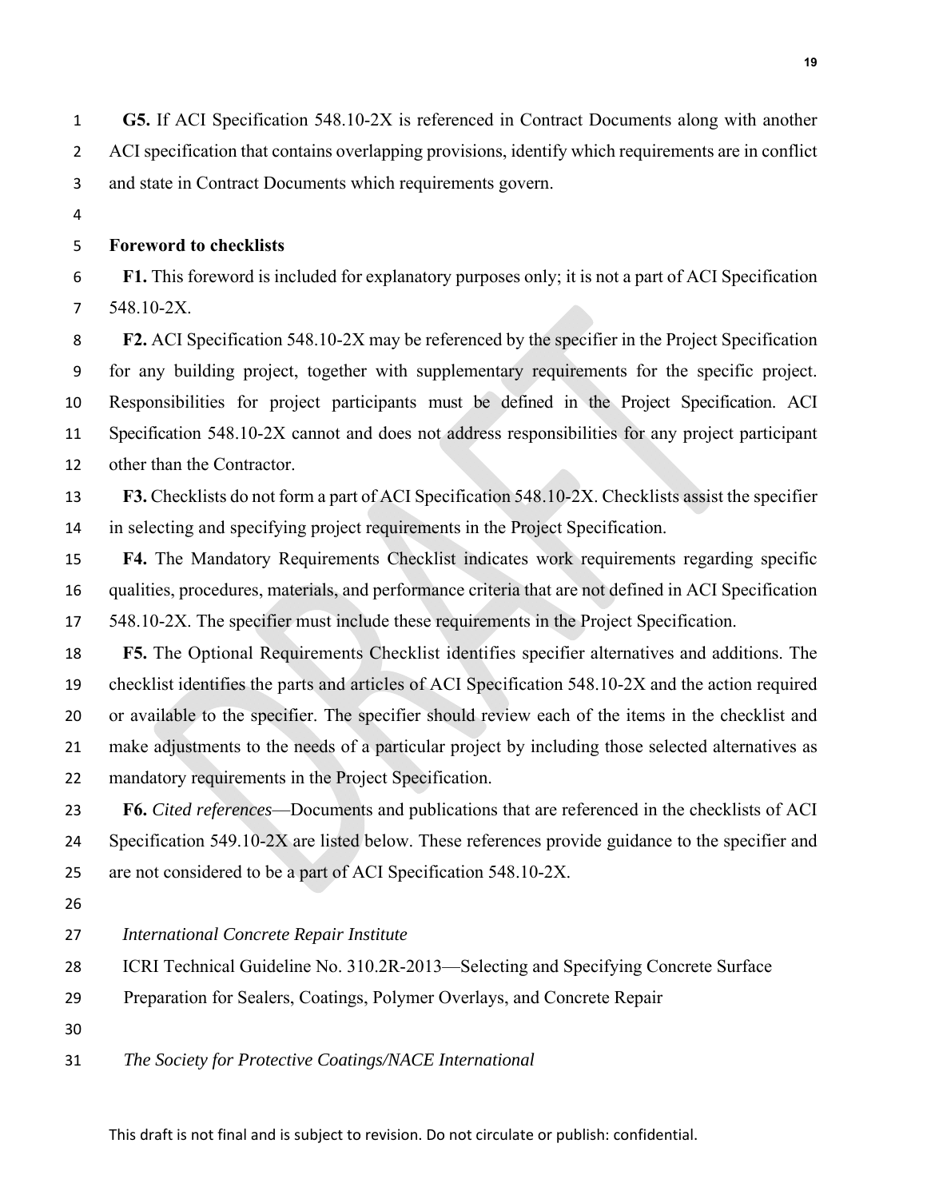**G5.** If ACI Specification 548.10-2X is referenced in Contract Documents along with another ACI specification that contains overlapping provisions, identify which requirements are in conflict and state in Contract Documents which requirements govern.

## Foreword to checklists

**F1.** This foreword is included for explanatory purposes only; it is not a part of ACI Specification 548.10-2X.

**F2.** ACI Specification 548.10-2X may be referenced by the specifier in the Project Specification for any building project, together with supplementary requirements for the specific project. Responsibilities for project participants must be defined in the Project Specification. ACI Specification 548.10-2X cannot and does not address responsibilities for any project participant other than the Contractor.

**F3.** Checklists do not form a part of ACI Specification 548.10-2X. Checklists assist the specifier in selecting and specifying project requirements in the Project Specification.

**F4.** The Mandatory Requirements Checklist indicates work requirements regarding specific qualities, procedures, materials, and performance criteria that are not defined in ACI Specification 548.10-2X. The specifier must include these requirements in the Project Specification.

**F5.** The Optional Requirements Checklist identifies specifier alternatives and additions. The checklist identifies the parts and articles of ACI Specification 548.10-2X and the action required or available to the specifier. The specifier should review each of the items in the checklist and make adjustments to the needs of a particular project by including those selected alternatives as mandatory requirements in the Project Specification.

**F6.** *Cited references*—Documents and publications that are referenced in the checklists of ACI Specification 549.10-2X are listed below. These references provide guidance to the specifier and are not considered to be a part of ACI Specification 548.10-2X.

*International Concrete Repair Institute*

ICRI Technical Guideline No. 310.2R-2013—Selecting and Specifying Concrete Surface Preparation for Sealers, Coatings, Polymer Overlays, and Concrete Repair

*The Society for Protective Coatings/NACE International*

This draft is not final and is subject to revision. Do not circulate or publish: confidential.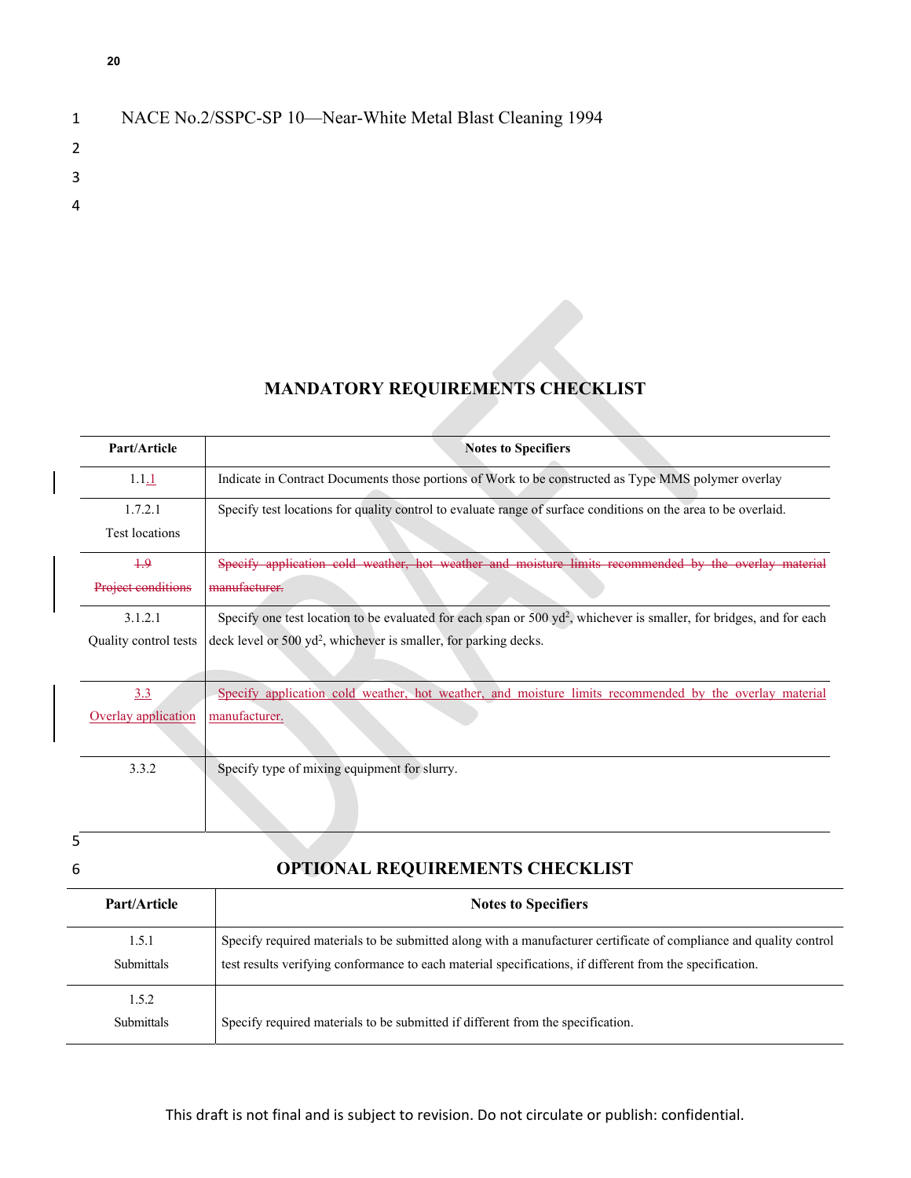NACE No.2/SSPC-SP 10—Near-White Metal Blast Cleaning 1994

## MANDATORY REQUIREMENTS CHECKLIST

| Part/Article | Notes to Specifiers |
| --- | --- |
| 1.1.1 | Indicate in Contract Documents those portions of Work to be constructed as Type MMS polymer overlay |
| 1.7.2.1 Test locations | Specify test locations for quality control to evaluate range of surface conditions on the area to be overlaid. |
| ~~1.9 Project conditions~~ | ~~Specify application cold weather, hot weather and moisture limits recommended by the overlay material manufacturer.~~ |
| 3.1.2.1 Quality control tests | Specify one test location to be evaluated for each span or 500 yd$^2$, whichever is smaller, for bridges, and for each deck level or 500 yd$^2$, whichever is smaller, for parking decks. |
| 3.3 Overlay application | Specify application cold weather, hot weather, and moisture limits recommended by the overlay material manufacturer. |
| 3.3.2 | Specify type of mixing equipment for slurry. |

## OPTIONAL REQUIREMENTS CHECKLIST

| Part/Article | Notes to Specifiers |
| --- | --- |
| 1.5.1 Submittals | Specify required materials to be submitted along with a manufacturer certificate of compliance and quality control test results verifying conformance to each material specifications, if different from the specification. |
| 1.5.2 Submittals | Specify required materials to be submitted if different from the specification. |

This draft is not final and is subject to revision. Do not circulate or publish: confidential.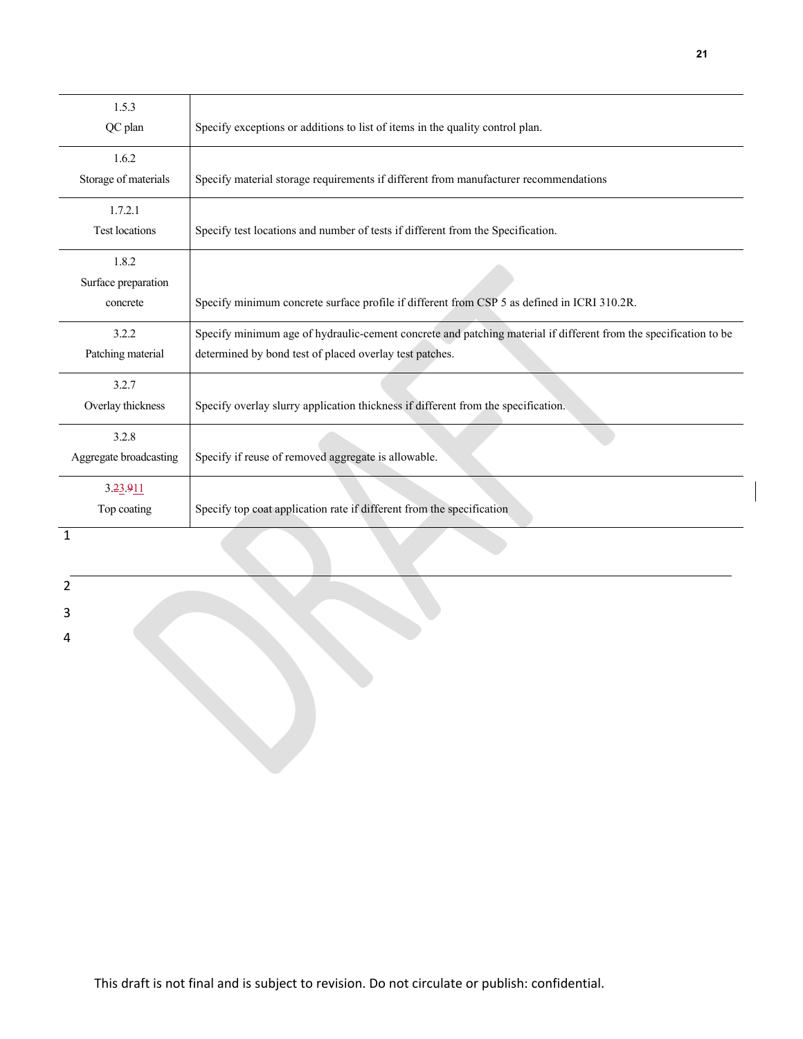| | |
|---|---|
| 1.5.3<br>QC plan | Specify exceptions or additions to list of items in the quality control plan. |
| 1.6.2<br>Storage of materials | Specify material storage requirements if different from manufacturer recommendations |
| 1.7.2.1<br>Test locations | Specify test locations and number of tests if different from the Specification. |
| 1.8.2<br>Surface preparation concrete | Specify minimum concrete surface profile if different from CSP 5 as defined in ICRI 310.2R. |
| 3.2.2<br>Patching material | Specify minimum age of hydraulic-cement concrete and patching material if different from the specification to be determined by bond test of placed overlay test patches. |
| 3.2.7<br>Overlay thickness | Specify overlay slurry application thickness if different from the specification. |
| 3.2.8<br>Aggregate broadcasting | Specify if reuse of removed aggregate is allowable. |
| 3.23.911<br>Top coating | Specify top coat application rate if different from the specification |

1

2

3

4

This draft is not final and is subject to revision. Do not circulate or publish: confidential.